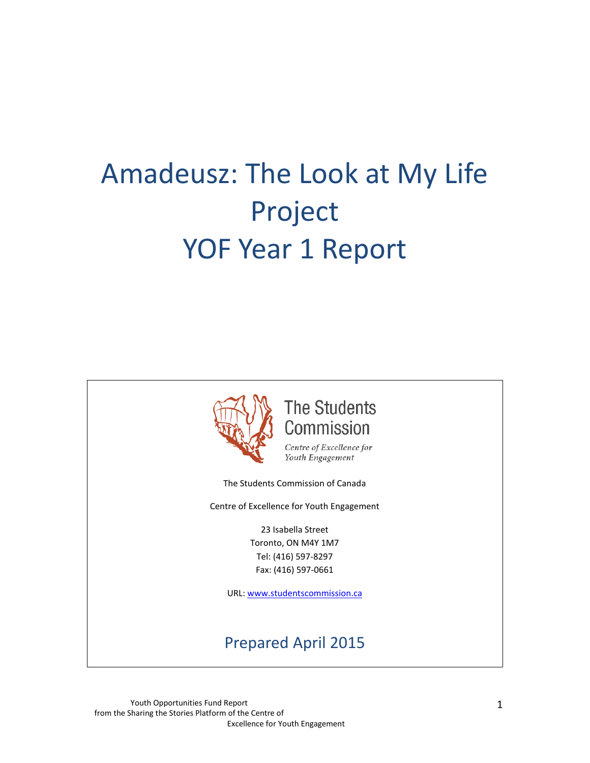# Amadeusz: The Look at My Life Project
# YOF Year 1 Report

The Students Commission

*Centre of Excellence for Youth Engagement*

The Students Commission of Canada

Centre of Excellence for Youth Engagement

23 Isabella Street
Toronto, ON M4Y 1M7
Tel: (416) 597-8297
Fax: (416) 597-0661

URL: www.studentscommission.ca

## Prepared April 2015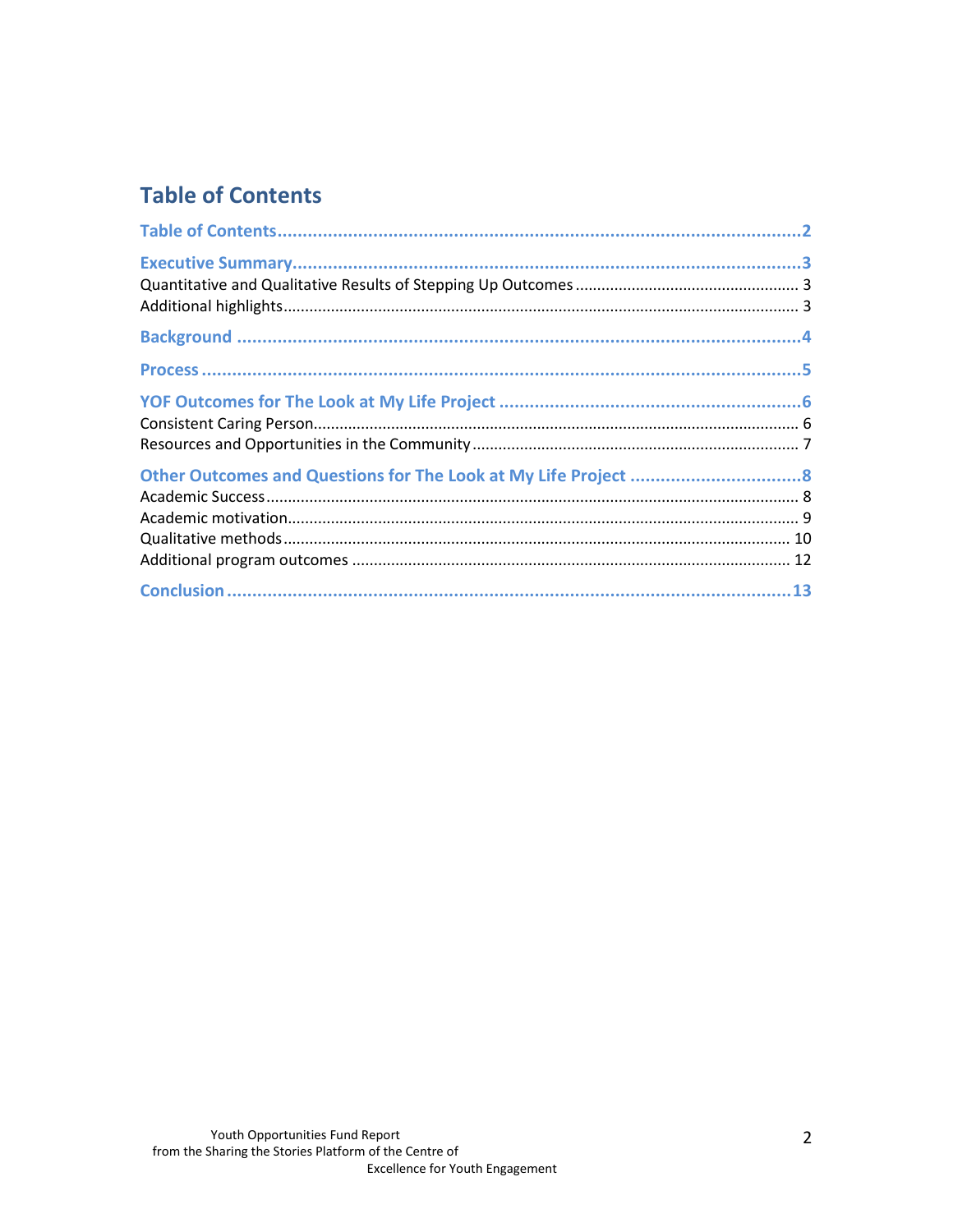# Table of Contents

**Table of Contents** .......... 2

**Executive Summary** .......... 3

Quantitative and Qualitative Results of Stepping Up Outcomes .......... 3

Additional highlights .......... 3

**Background** .......... 4

**Process** .......... 5

**YOF Outcomes for The Look at My Life Project** .......... 6

Consistent Caring Person .......... 6

Resources and Opportunities in the Community .......... 7

**Other Outcomes and Questions for The Look at My Life Project** .......... 8

Academic Success .......... 8

Academic motivation .......... 9

Qualitative methods .......... 10

Additional program outcomes .......... 12

**Conclusion** .......... 13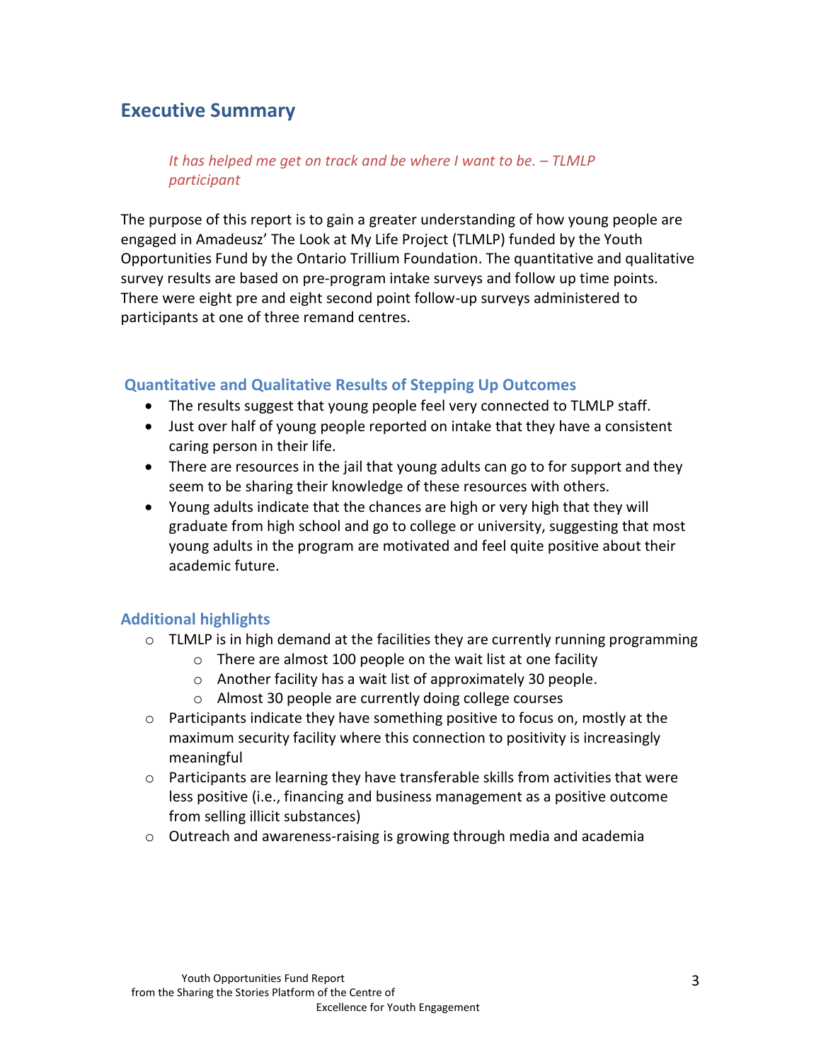## Executive Summary

*It has helped me get on track and be where I want to be. – TLMLP participant*

The purpose of this report is to gain a greater understanding of how young people are engaged in Amadeusz' The Look at My Life Project (TLMLP) funded by the Youth Opportunities Fund by the Ontario Trillium Foundation. The quantitative and qualitative survey results are based on pre-program intake surveys and follow up time points. There were eight pre and eight second point follow-up surveys administered to participants at one of three remand centres.

### Quantitative and Qualitative Results of Stepping Up Outcomes

- The results suggest that young people feel very connected to TLMLP staff.
- Just over half of young people reported on intake that they have a consistent caring person in their life.
- There are resources in the jail that young adults can go to for support and they seem to be sharing their knowledge of these resources with others.
- Young adults indicate that the chances are high or very high that they will graduate from high school and go to college or university, suggesting that most young adults in the program are motivated and feel quite positive about their academic future.

### Additional highlights

- TLMLP is in high demand at the facilities they are currently running programming
  - There are almost 100 people on the wait list at one facility
  - Another facility has a wait list of approximately 30 people.
  - Almost 30 people are currently doing college courses
- Participants indicate they have something positive to focus on, mostly at the maximum security facility where this connection to positivity is increasingly meaningful
- Participants are learning they have transferable skills from activities that were less positive (i.e., financing and business management as a positive outcome from selling illicit substances)
- Outreach and awareness-raising is growing through media and academia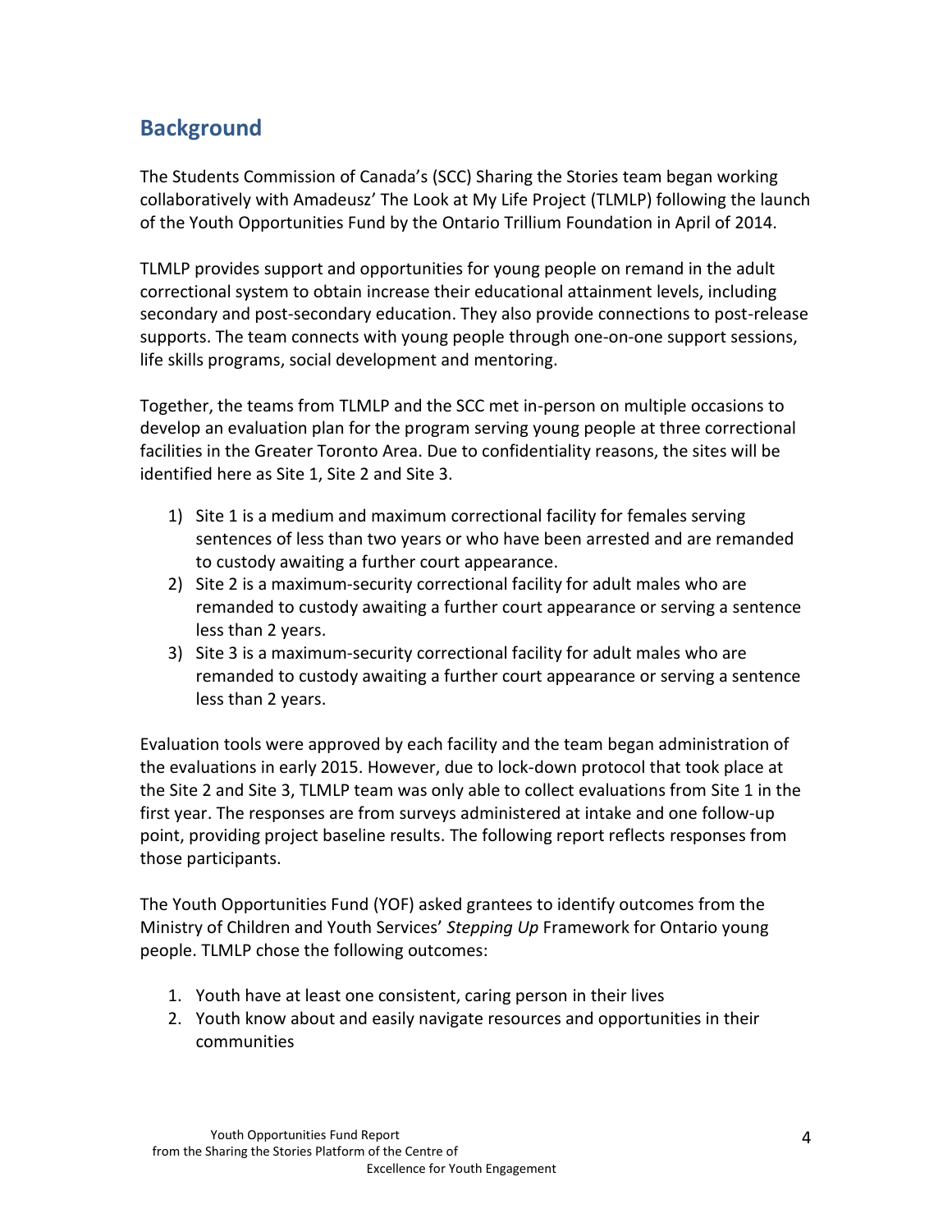## Background

The Students Commission of Canada's (SCC) Sharing the Stories team began working collaboratively with Amadeusz' The Look at My Life Project (TLMLP) following the launch of the Youth Opportunities Fund by the Ontario Trillium Foundation in April of 2014.

TLMLP provides support and opportunities for young people on remand in the adult correctional system to obtain increase their educational attainment levels, including secondary and post-secondary education. They also provide connections to post-release supports. The team connects with young people through one-on-one support sessions, life skills programs, social development and mentoring.

Together, the teams from TLMLP and the SCC met in-person on multiple occasions to develop an evaluation plan for the program serving young people at three correctional facilities in the Greater Toronto Area. Due to confidentiality reasons, the sites will be identified here as Site 1, Site 2 and Site 3.

1) Site 1 is a medium and maximum correctional facility for females serving sentences of less than two years or who have been arrested and are remanded to custody awaiting a further court appearance.
2) Site 2 is a maximum-security correctional facility for adult males who are remanded to custody awaiting a further court appearance or serving a sentence less than 2 years.
3) Site 3 is a maximum-security correctional facility for adult males who are remanded to custody awaiting a further court appearance or serving a sentence less than 2 years.

Evaluation tools were approved by each facility and the team began administration of the evaluations in early 2015. However, due to lock-down protocol that took place at the Site 2 and Site 3, TLMLP team was only able to collect evaluations from Site 1 in the first year. The responses are from surveys administered at intake and one follow-up point, providing project baseline results. The following report reflects responses from those participants.

The Youth Opportunities Fund (YOF) asked grantees to identify outcomes from the Ministry of Children and Youth Services' *Stepping Up* Framework for Ontario young people. TLMLP chose the following outcomes:

1. Youth have at least one consistent, caring person in their lives
2. Youth know about and easily navigate resources and opportunities in their communities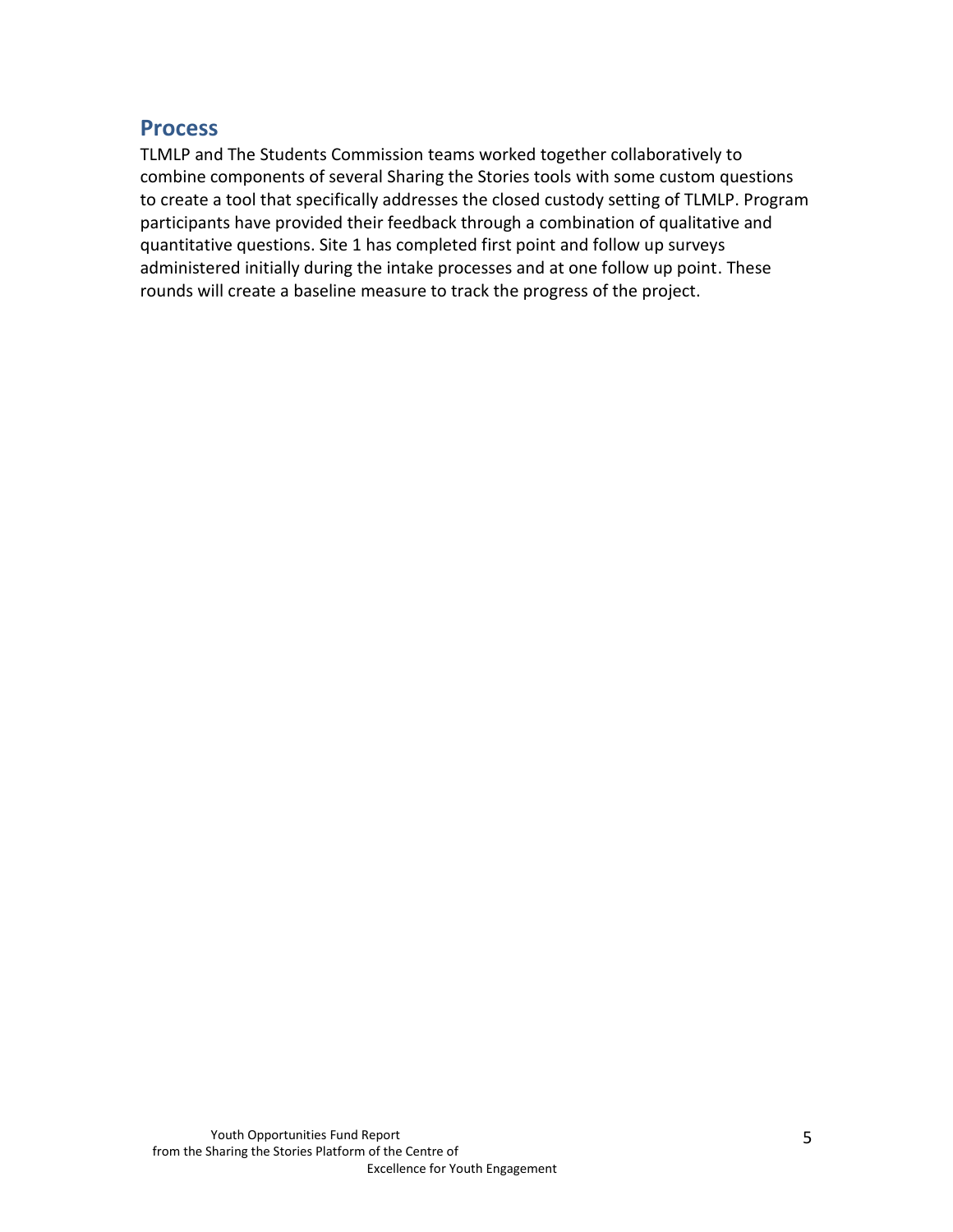## Process

TLMLP and The Students Commission teams worked together collaboratively to combine components of several Sharing the Stories tools with some custom questions to create a tool that specifically addresses the closed custody setting of TLMLP. Program participants have provided their feedback through a combination of qualitative and quantitative questions. Site 1 has completed first point and follow up surveys administered initially during the intake processes and at one follow up point. These rounds will create a baseline measure to track the progress of the project.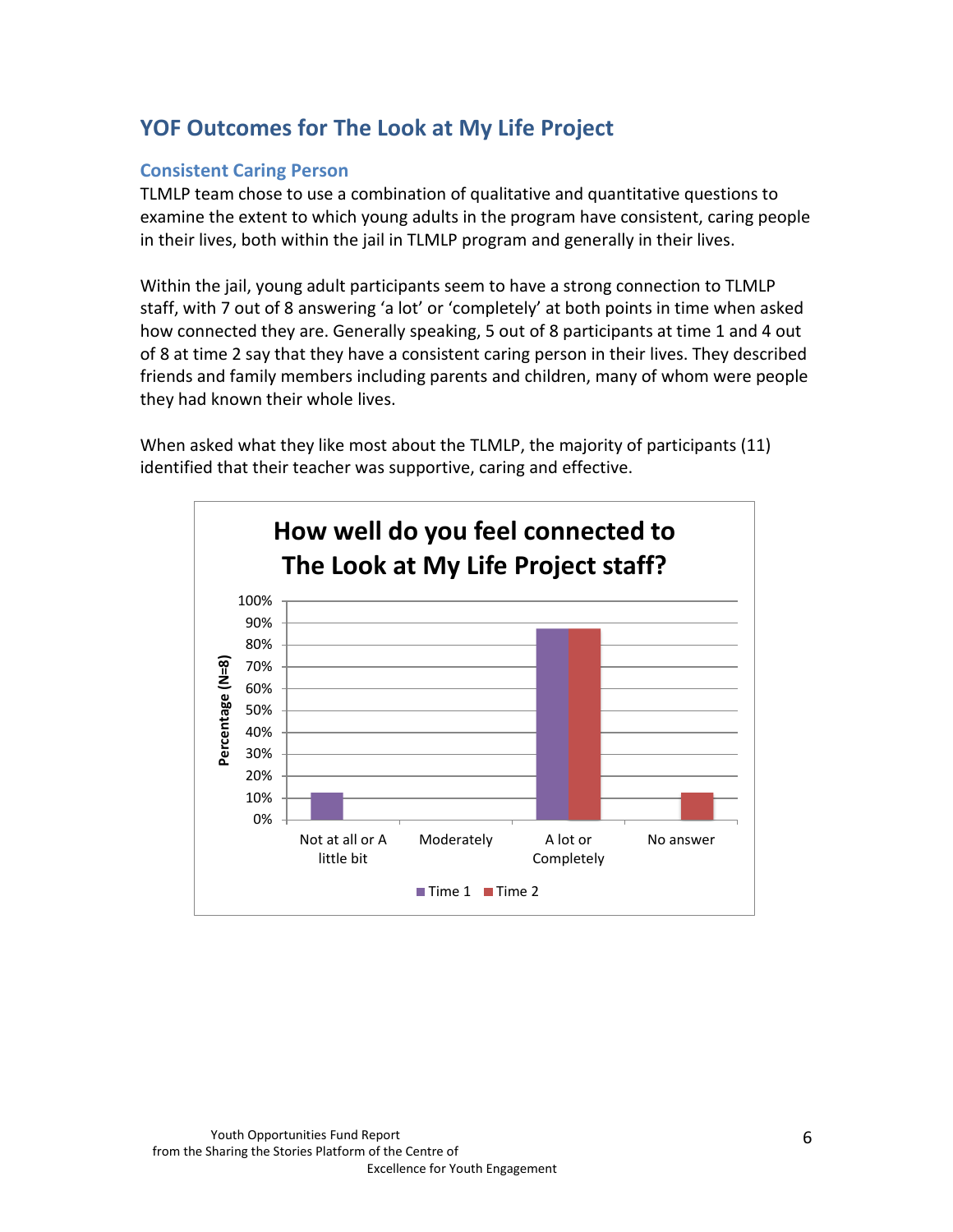## YOF Outcomes for The Look at My Life Project

### Consistent Caring Person

TLMLP team chose to use a combination of qualitative and quantitative questions to examine the extent to which young adults in the program have consistent, caring people in their lives, both within the jail in TLMLP program and generally in their lives.

Within the jail, young adult participants seem to have a strong connection to TLMLP staff, with 7 out of 8 answering 'a lot' or 'completely' at both points in time when asked how connected they are. Generally speaking, 5 out of 8 participants at time 1 and 4 out of 8 at time 2 say that they have a consistent caring person in their lives. They described friends and family members including parents and children, many of whom were people they had known their whole lives.

When asked what they like most about the TLMLP, the majority of participants (11) identified that their teacher was supportive, caring and effective.

**How well do you feel connected to The Look at My Life Project staff?**

| Response | Time 1 | Time 2 |
|---|---|---|
| Not at all or A little bit | 12.5% | 0% |
| Moderately | 0% | 0% |
| A lot or Completely | 87.5% | 87.5% |
| No answer | 0% | 12.5% |

Percentage (N=8)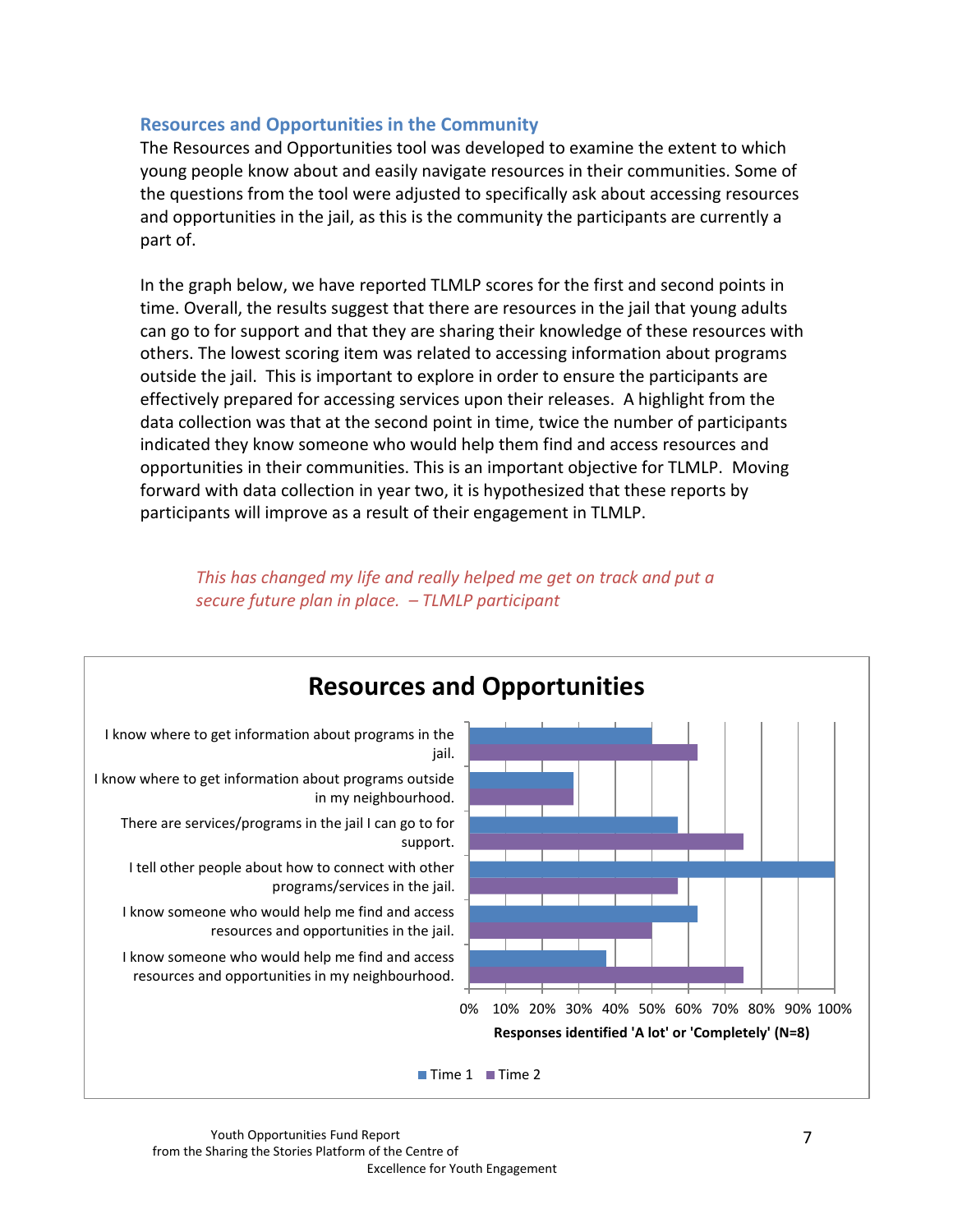### Resources and Opportunities in the Community

The Resources and Opportunities tool was developed to examine the extent to which young people know about and easily navigate resources in their communities. Some of the questions from the tool were adjusted to specifically ask about accessing resources and opportunities in the jail, as this is the community the participants are currently a part of.

In the graph below, we have reported TLMLP scores for the first and second points in time. Overall, the results suggest that there are resources in the jail that young adults can go to for support and that they are sharing their knowledge of these resources with others. The lowest scoring item was related to accessing information about programs outside the jail. This is important to explore in order to ensure the participants are effectively prepared for accessing services upon their releases. A highlight from the data collection was that at the second point in time, twice the number of participants indicated they know someone who would help them find and access resources and opportunities in their communities. This is an important objective for TLMLP. Moving forward with data collection in year two, it is hypothesized that these reports by participants will improve as a result of their engagement in TLMLP.

> *This has changed my life and really helped me get on track and put a secure future plan in place. – TLMLP participant*

**Resources and Opportunities**

| Item | Time 1 | Time 2 |
| --- | --- | --- |
| I know where to get information about programs in the jail. | 50% | 62.5% |
| I know where to get information about programs outside in my neighbourhood. | 28.5% | 28.5% |
| There are services/programs in the jail I can go to for support. | 57% | 75% |
| I tell other people about how to connect with other programs/services in the jail. | 100% | 57% |
| I know someone who would help me find and access resources and opportunities in the jail. | 62.5% | 50% |
| I know someone who would help me find and access resources and opportunities in my neighbourhood. | 37.5% | 75% |

Responses identified 'A lot' or 'Completely' (N=8)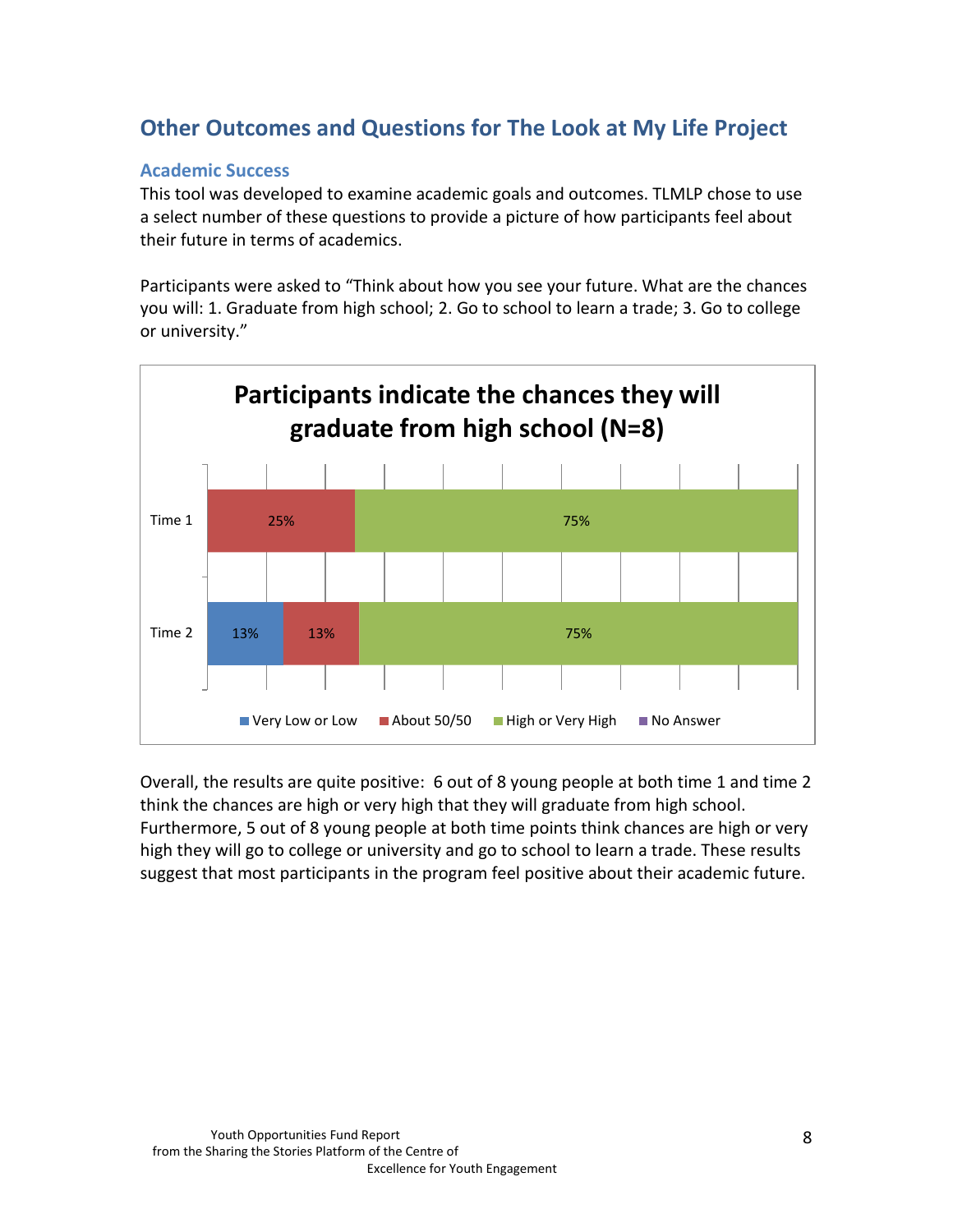## Other Outcomes and Questions for The Look at My Life Project

### Academic Success

This tool was developed to examine academic goals and outcomes. TLMLP chose to use a select number of these questions to provide a picture of how participants feel about their future in terms of academics.

Participants were asked to "Think about how you see your future. What are the chances you will: 1. Graduate from high school; 2. Go to school to learn a trade; 3. Go to college or university."

**Participants indicate the chances they will graduate from high school (N=8)**

| | Very Low or Low | About 50/50 | High or Very High | No Answer |
|---|---|---|---|---|
| Time 1 | | 25% | 75% | |
| Time 2 | 13% | 13% | 75% | |

Overall, the results are quite positive: 6 out of 8 young people at both time 1 and time 2 think the chances are high or very high that they will graduate from high school. Furthermore, 5 out of 8 young people at both time points think chances are high or very high they will go to college or university and go to school to learn a trade. These results suggest that most participants in the program feel positive about their academic future.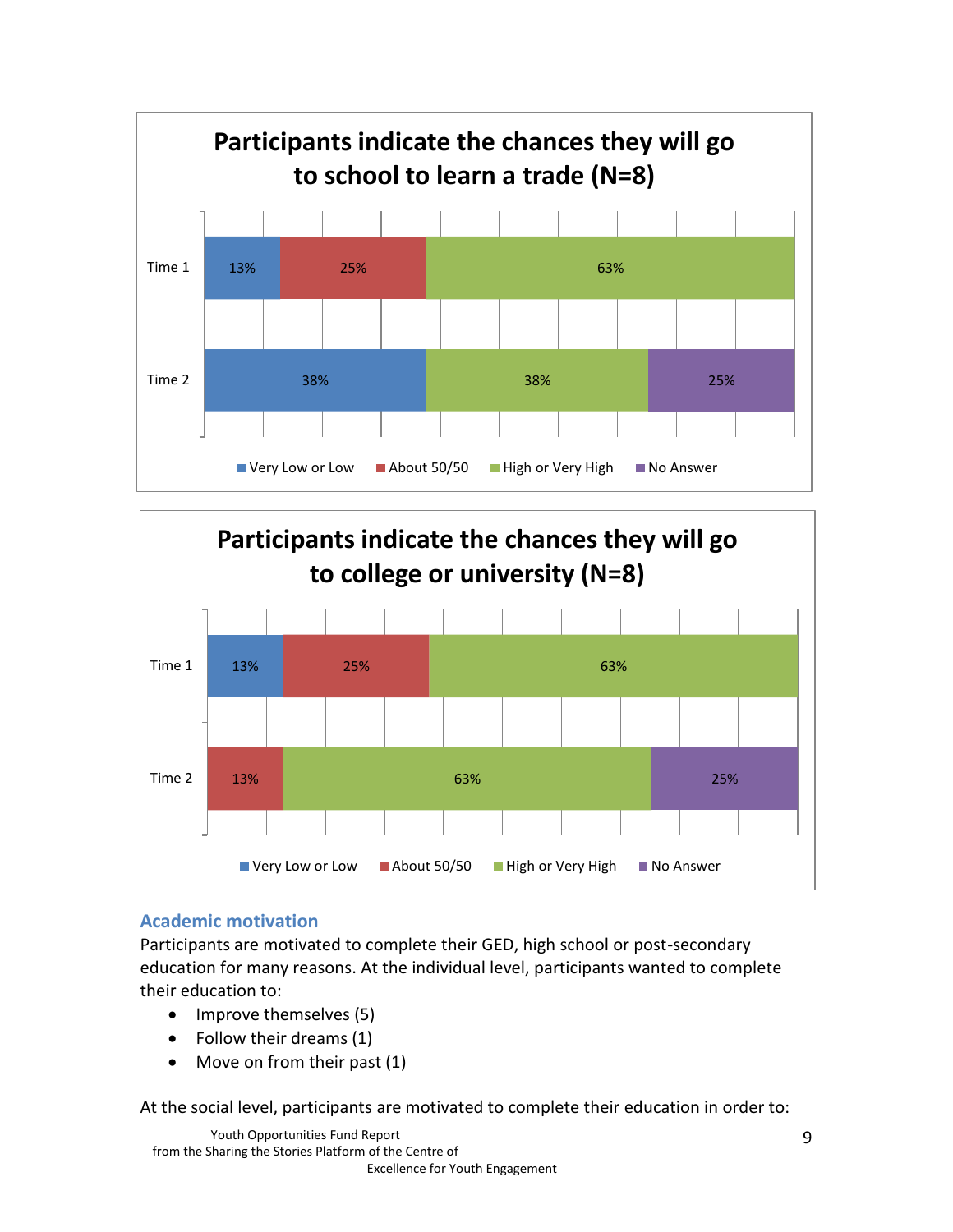**Participants indicate the chances they will go to school to learn a trade (N=8)**

| | Very Low or Low | About 50/50 | High or Very High | No Answer |
|---|---|---|---|---|
| Time 1 | 13% | 25% | 63% | |
| Time 2 | 38% | | 38% | 25% |

**Participants indicate the chances they will go to college or university (N=8)**

| | Very Low or Low | About 50/50 | High or Very High | No Answer |
|---|---|---|---|---|
| Time 1 | 13% | 25% | 63% | |
| Time 2 | | 13% | 63% | 25% |

### Academic motivation

Participants are motivated to complete their GED, high school or post-secondary education for many reasons. At the individual level, participants wanted to complete their education to:

- Improve themselves (5)
- Follow their dreams (1)
- Move on from their past (1)

At the social level, participants are motivated to complete their education in order to: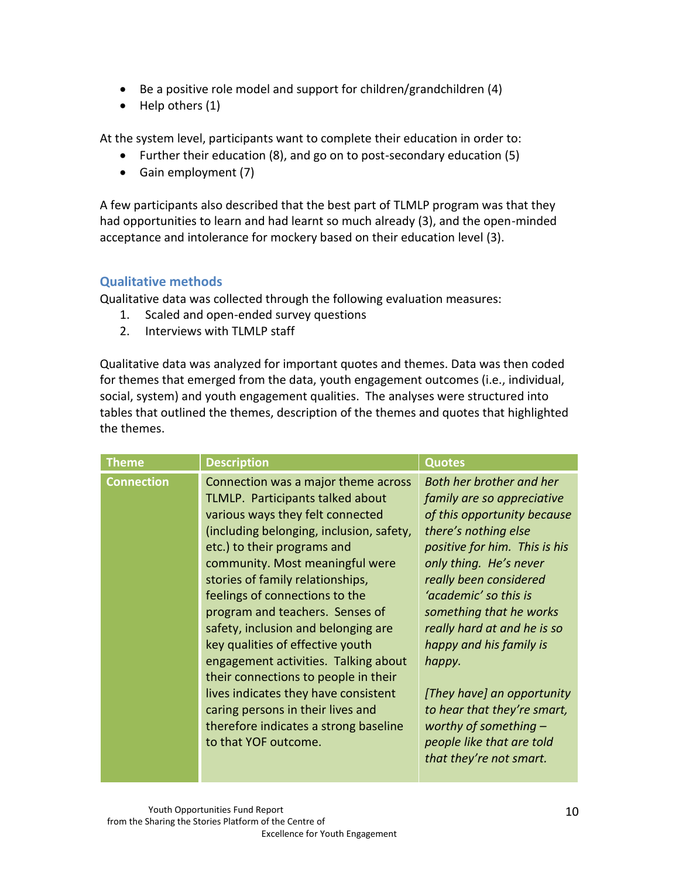- Be a positive role model and support for children/grandchildren (4)
- Help others (1)

At the system level, participants want to complete their education in order to:

- Further their education (8), and go on to post-secondary education (5)
- Gain employment (7)

A few participants also described that the best part of TLMLP program was that they had opportunities to learn and had learnt so much already (3), and the open-minded acceptance and intolerance for mockery based on their education level (3).

### Qualitative methods

Qualitative data was collected through the following evaluation measures:

1. Scaled and open-ended survey questions
2. Interviews with TLMLP staff

Qualitative data was analyzed for important quotes and themes. Data was then coded for themes that emerged from the data, youth engagement outcomes (i.e., individual, social, system) and youth engagement qualities. The analyses were structured into tables that outlined the themes, description of the themes and quotes that highlighted the themes.

| Theme | Description | Quotes |
| --- | --- | --- |
| **Connection** | Connection was a major theme across TLMLP. Participants talked about various ways they felt connected (including belonging, inclusion, safety, etc.) to their programs and community. Most meaningful were stories of family relationships, feelings of connections to the program and teachers. Senses of safety, inclusion and belonging are key qualities of effective youth engagement activities. Talking about their connections to people in their lives indicates they have consistent caring persons in their lives and therefore indicates a strong baseline to that YOF outcome. | *Both her brother and her family are so appreciative of this opportunity because there's nothing else positive for him. This is his only thing. He's never really been considered 'academic' so this is something that he works really hard at and he is so happy and his family is happy.*<br><br>*[They have] an opportunity to hear that they're smart, worthy of something – people like that are told that they're not smart.* |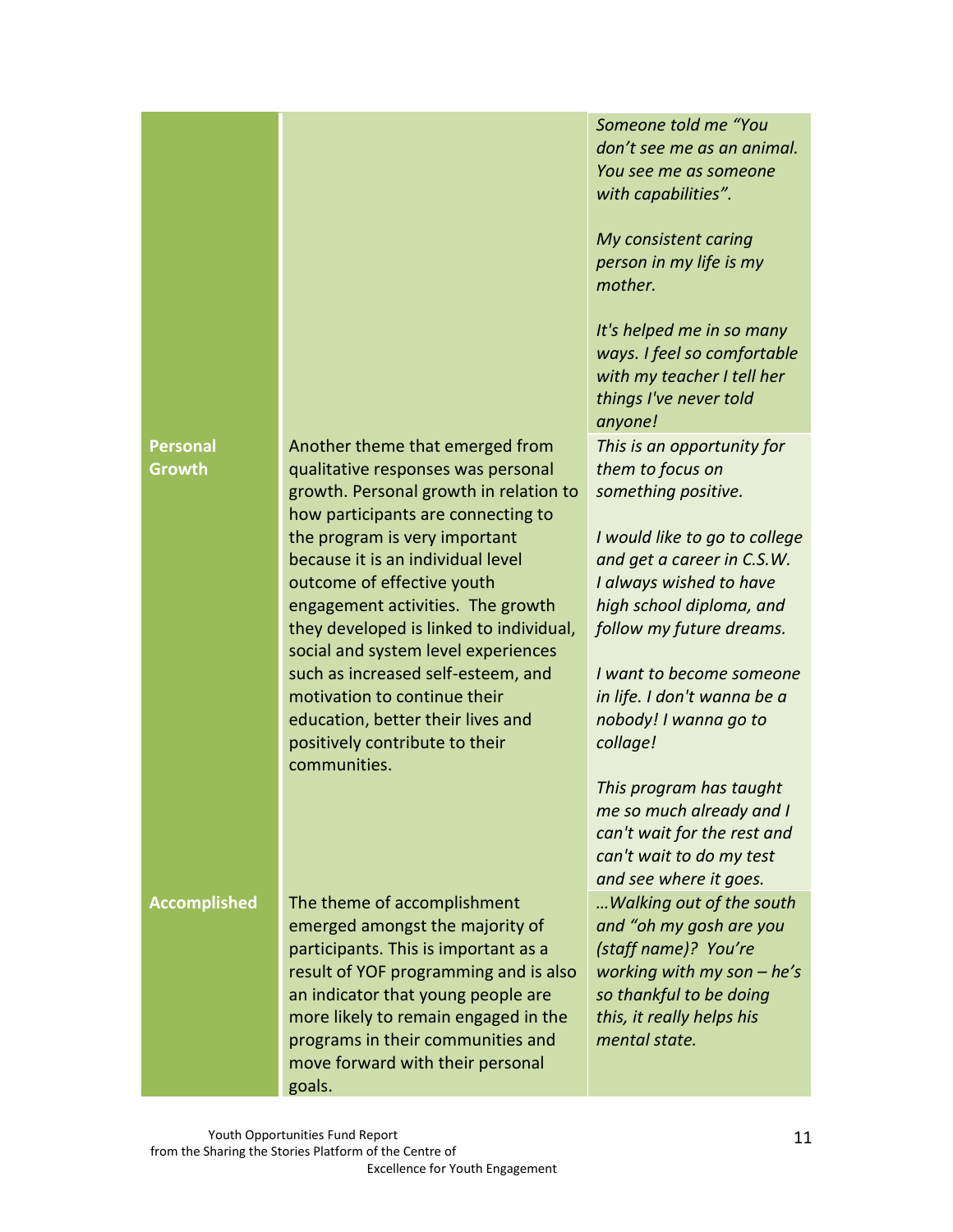| | | |
|---|---|---|
| | | *Someone told me "You don't see me as an animal. You see me as someone with capabilities".*<br><br>*My consistent caring person in my life is my mother.*<br><br>*It's helped me in so many ways. I feel so comfortable with my teacher I tell her things I've never told anyone!* |
| **Personal Growth** | Another theme that emerged from qualitative responses was personal growth. Personal growth in relation to how participants are connecting to the program is very important because it is an individual level outcome of effective youth engagement activities. The growth they developed is linked to individual, social and system level experiences such as increased self-esteem, and motivation to continue their education, better their lives and positively contribute to their communities. | *This is an opportunity for them to focus on something positive.*<br><br>*I would like to go to college and get a career in C.S.W. I always wished to have high school diploma, and follow my future dreams.*<br><br>*I want to become someone in life. I don't wanna be a nobody! I wanna go to collage!*<br><br>*This program has taught me so much already and I can't wait for the rest and can't wait to do my test and see where it goes.* |
| **Accomplished** | The theme of accomplishment emerged amongst the majority of participants. This is important as a result of YOF programming and is also an indicator that young people are more likely to remain engaged in the programs in their communities and move forward with their personal goals. | *…Walking out of the south and "oh my gosh are you (staff name)? You're working with my son – he's so thankful to be doing this, it really helps his mental state.* |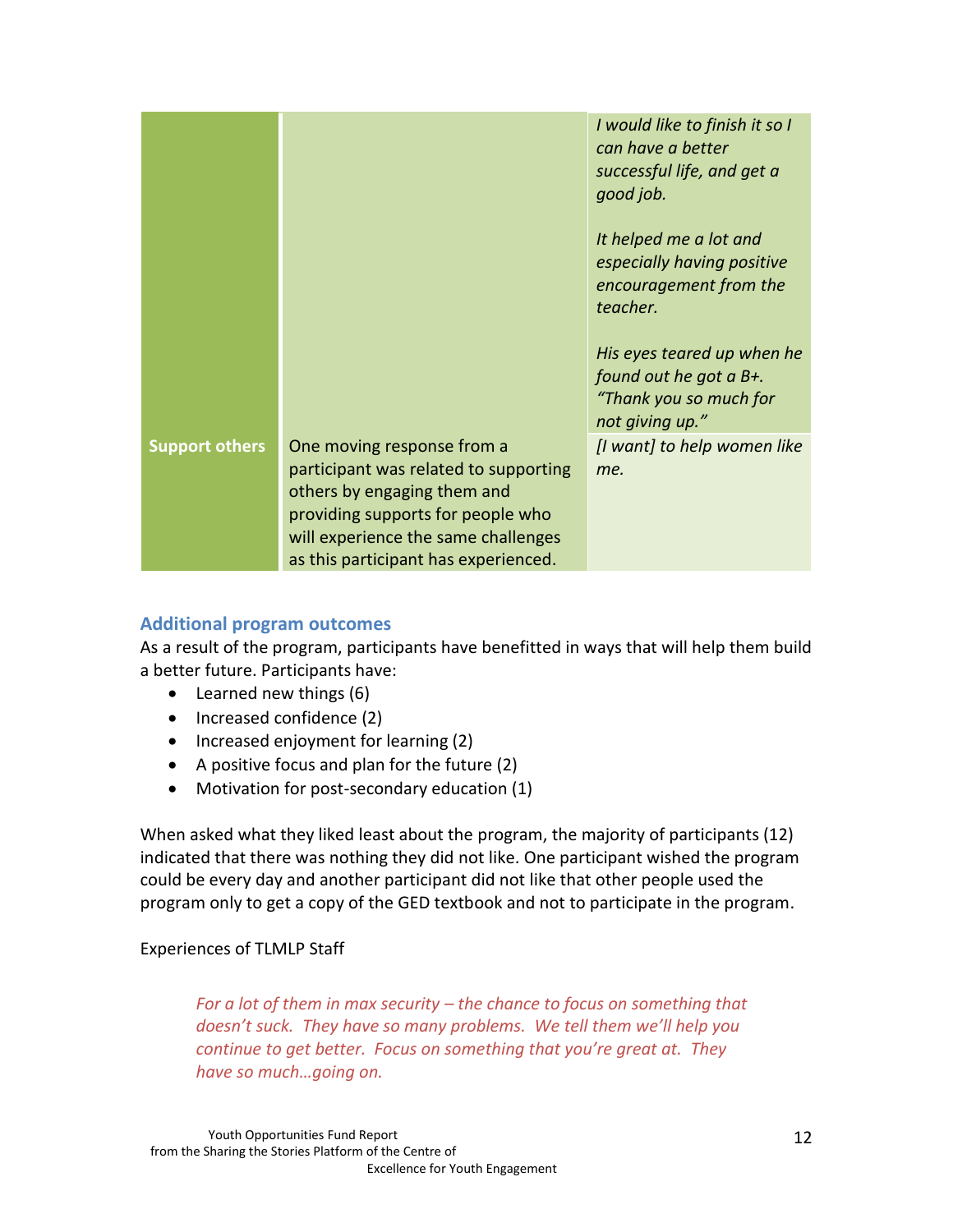| | | |
|---|---|---|
| | | *I would like to finish it so I can have a better successful life, and get a good job.*<br><br>*It helped me a lot and especially having positive encouragement from the teacher.*<br><br>*His eyes teared up when he found out he got a B+. "Thank you so much for not giving up."* |
| **Support others** | One moving response from a participant was related to supporting others by engaging them and providing supports for people who will experience the same challenges as this participant has experienced. | *[I want] to help women like me.* |

### Additional program outcomes

As a result of the program, participants have benefitted in ways that will help them build a better future. Participants have:

- Learned new things (6)
- Increased confidence (2)
- Increased enjoyment for learning (2)
- A positive focus and plan for the future (2)
- Motivation for post-secondary education (1)

When asked what they liked least about the program, the majority of participants (12) indicated that there was nothing they did not like. One participant wished the program could be every day and another participant did not like that other people used the program only to get a copy of the GED textbook and not to participate in the program.

Experiences of TLMLP Staff

> *For a lot of them in max security – the chance to focus on something that doesn't suck. They have so many problems. We tell them we'll help you continue to get better. Focus on something that you're great at. They have so much…going on.*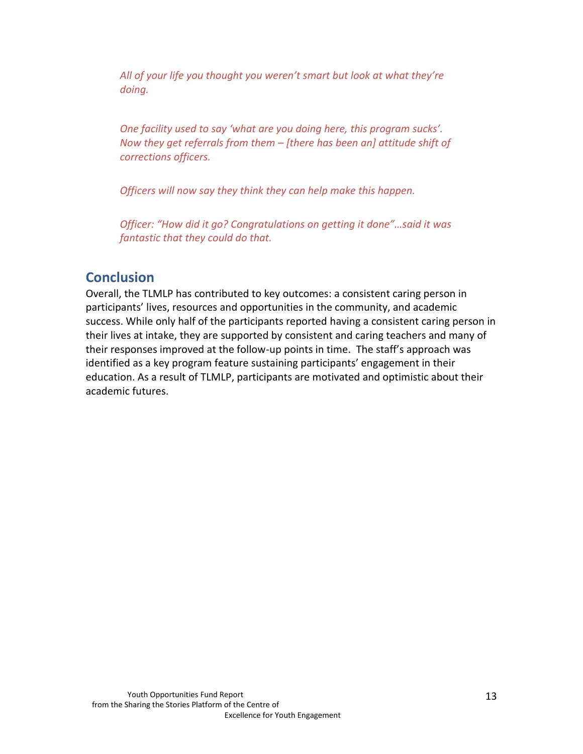*All of your life you thought you weren't smart but look at what they're doing.*

*One facility used to say 'what are you doing here, this program sucks'. Now they get referrals from them – [there has been an] attitude shift of corrections officers.*

*Officers will now say they think they can help make this happen.*

*Officer: "How did it go? Congratulations on getting it done"…said it was fantastic that they could do that.*

## Conclusion

Overall, the TLMLP has contributed to key outcomes: a consistent caring person in participants' lives, resources and opportunities in the community, and academic success. While only half of the participants reported having a consistent caring person in their lives at intake, they are supported by consistent and caring teachers and many of their responses improved at the follow-up points in time. The staff's approach was identified as a key program feature sustaining participants' engagement in their education. As a result of TLMLP, participants are motivated and optimistic about their academic futures.